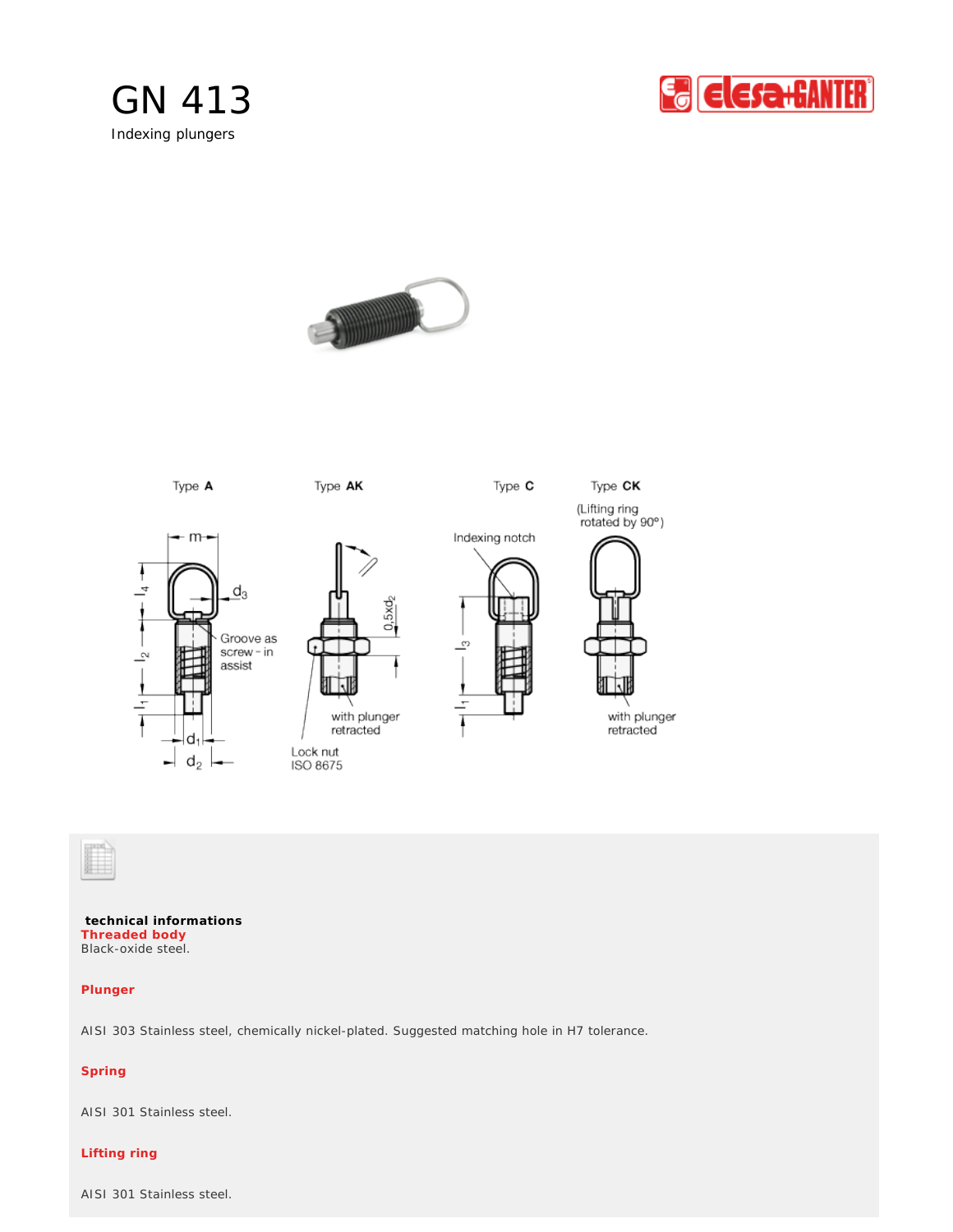# GN 413

Indexing plungers

Type **A**

Type **AK**

Type **C**

Type **CK**

(Lifting ring rotated by 90°)

Groove as screw - in assist

with plunger retracted

Lock nut ISO 8675

Indexing notch

with plunger retracted

**technical informations**

**Threaded body**

Black-oxide steel.

**Plunger**

AISI 303 Stainless steel, chemically nickel-plated. Suggested matching hole in H7 tolerance.

**Spring**

AISI 301 Stainless steel.

**Lifting ring**

AISI 301 Stainless steel.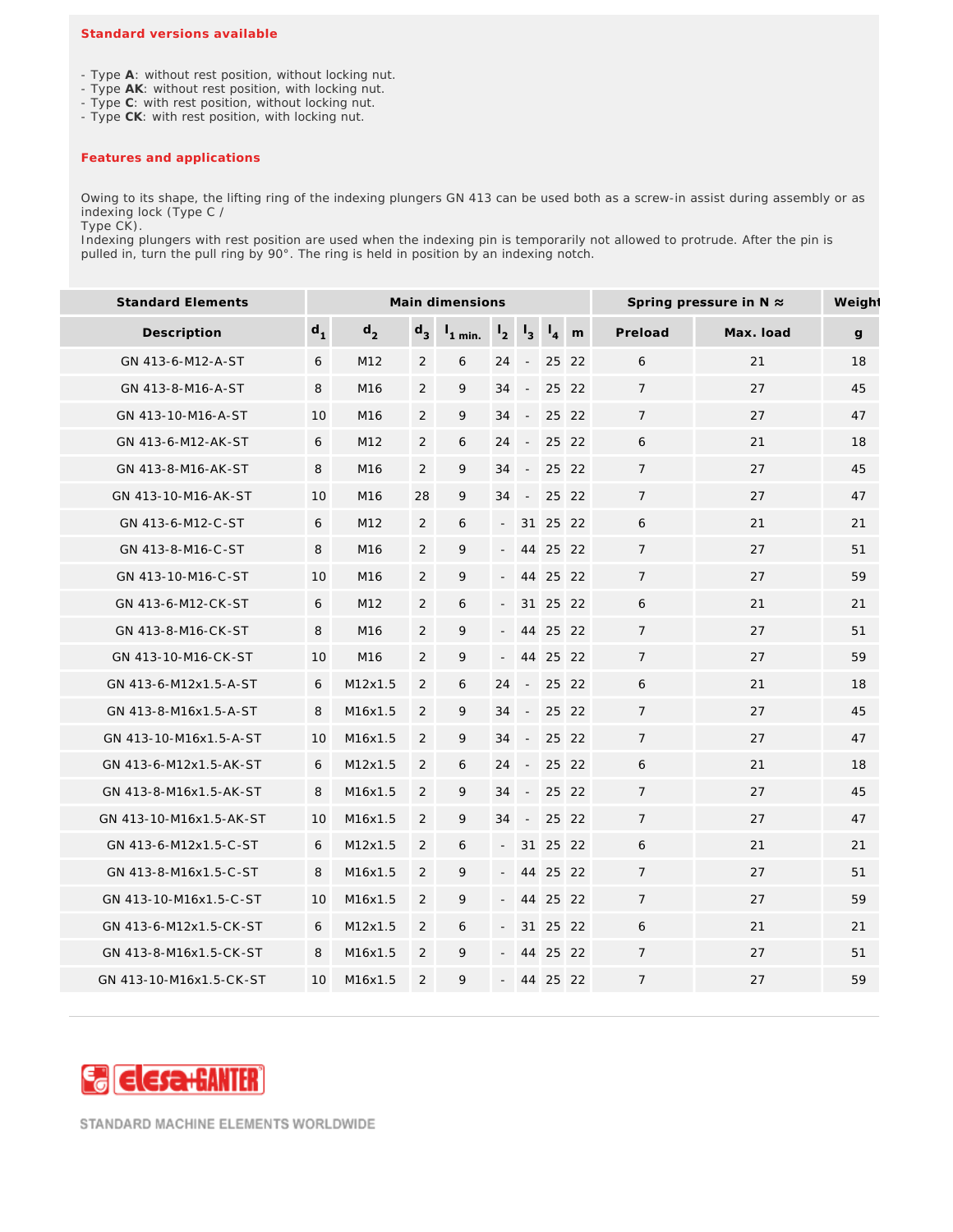## Standard versions available

- Type **A**: without rest position, without locking nut.
- Type **AK**: without rest position, with locking nut.
- Type **C**: with rest position, without locking nut.
- Type **CK**: with rest position, with locking nut.

## Features and applications

Owing to its shape, the lifting ring of the indexing plungers GN 413 can be used both as a screw-in assist during assembly or as indexing lock (Type C /
Type CK).
Indexing plungers with rest position are used when the indexing pin is temporarily not allowed to protrude. After the pin is pulled in, turn the pull ring by 90°. The ring is held in position by an indexing notch.

| Standard Elements | Main dimensions | | | | | | | | Spring pressure in N ≈ | | Weight |
|---|---|---|---|---|---|---|---|---|---|---|---|
| Description | $d_1$ | $d_2$ | $d_3$ | $l_{1\ min.}$ | $l_2$ | $l_3$ | $l_4$ | m | Preload | Max. load | g |
| GN 413-6-M12-A-ST | 6 | M12 | 2 | 6 | 24 | - | 25 | 22 | 6 | 21 | 18 |
| GN 413-8-M16-A-ST | 8 | M16 | 2 | 9 | 34 | - | 25 | 22 | 7 | 27 | 45 |
| GN 413-10-M16-A-ST | 10 | M16 | 2 | 9 | 34 | - | 25 | 22 | 7 | 27 | 47 |
| GN 413-6-M12-AK-ST | 6 | M12 | 2 | 6 | 24 | - | 25 | 22 | 6 | 21 | 18 |
| GN 413-8-M16-AK-ST | 8 | M16 | 2 | 9 | 34 | - | 25 | 22 | 7 | 27 | 45 |
| GN 413-10-M16-AK-ST | 10 | M16 | 28 | 9 | 34 | - | 25 | 22 | 7 | 27 | 47 |
| GN 413-6-M12-C-ST | 6 | M12 | 2 | 6 | - | 31 | 25 | 22 | 6 | 21 | 21 |
| GN 413-8-M16-C-ST | 8 | M16 | 2 | 9 | - | 44 | 25 | 22 | 7 | 27 | 51 |
| GN 413-10-M16-C-ST | 10 | M16 | 2 | 9 | - | 44 | 25 | 22 | 7 | 27 | 59 |
| GN 413-6-M12-CK-ST | 6 | M12 | 2 | 6 | - | 31 | 25 | 22 | 6 | 21 | 21 |
| GN 413-8-M16-CK-ST | 8 | M16 | 2 | 9 | - | 44 | 25 | 22 | 7 | 27 | 51 |
| GN 413-10-M16-CK-ST | 10 | M16 | 2 | 9 | - | 44 | 25 | 22 | 7 | 27 | 59 |
| GN 413-6-M12x1.5-A-ST | 6 | M12x1.5 | 2 | 6 | 24 | - | 25 | 22 | 6 | 21 | 18 |
| GN 413-8-M16x1.5-A-ST | 8 | M16x1.5 | 2 | 9 | 34 | - | 25 | 22 | 7 | 27 | 45 |
| GN 413-10-M16x1.5-A-ST | 10 | M16x1.5 | 2 | 9 | 34 | - | 25 | 22 | 7 | 27 | 47 |
| GN 413-6-M12x1.5-AK-ST | 6 | M12x1.5 | 2 | 6 | 24 | - | 25 | 22 | 6 | 21 | 18 |
| GN 413-8-M16x1.5-AK-ST | 8 | M16x1.5 | 2 | 9 | 34 | - | 25 | 22 | 7 | 27 | 45 |
| GN 413-10-M16x1.5-AK-ST | 10 | M16x1.5 | 2 | 9 | 34 | - | 25 | 22 | 7 | 27 | 47 |
| GN 413-6-M12x1.5-C-ST | 6 | M12x1.5 | 2 | 6 | - | 31 | 25 | 22 | 6 | 21 | 21 |
| GN 413-8-M16x1.5-C-ST | 8 | M16x1.5 | 2 | 9 | - | 44 | 25 | 22 | 7 | 27 | 51 |
| GN 413-10-M16x1.5-C-ST | 10 | M16x1.5 | 2 | 9 | - | 44 | 25 | 22 | 7 | 27 | 59 |
| GN 413-6-M12x1.5-CK-ST | 6 | M12x1.5 | 2 | 6 | - | 31 | 25 | 22 | 6 | 21 | 21 |
| GN 413-8-M16x1.5-CK-ST | 8 | M16x1.5 | 2 | 9 | - | 44 | 25 | 22 | 7 | 27 | 51 |
| GN 413-10-M16x1.5-CK-ST | 10 | M16x1.5 | 2 | 9 | - | 44 | 25 | 22 | 7 | 27 | 59 |

elesa+GANTER

STANDARD MACHINE ELEMENTS WORLDWIDE